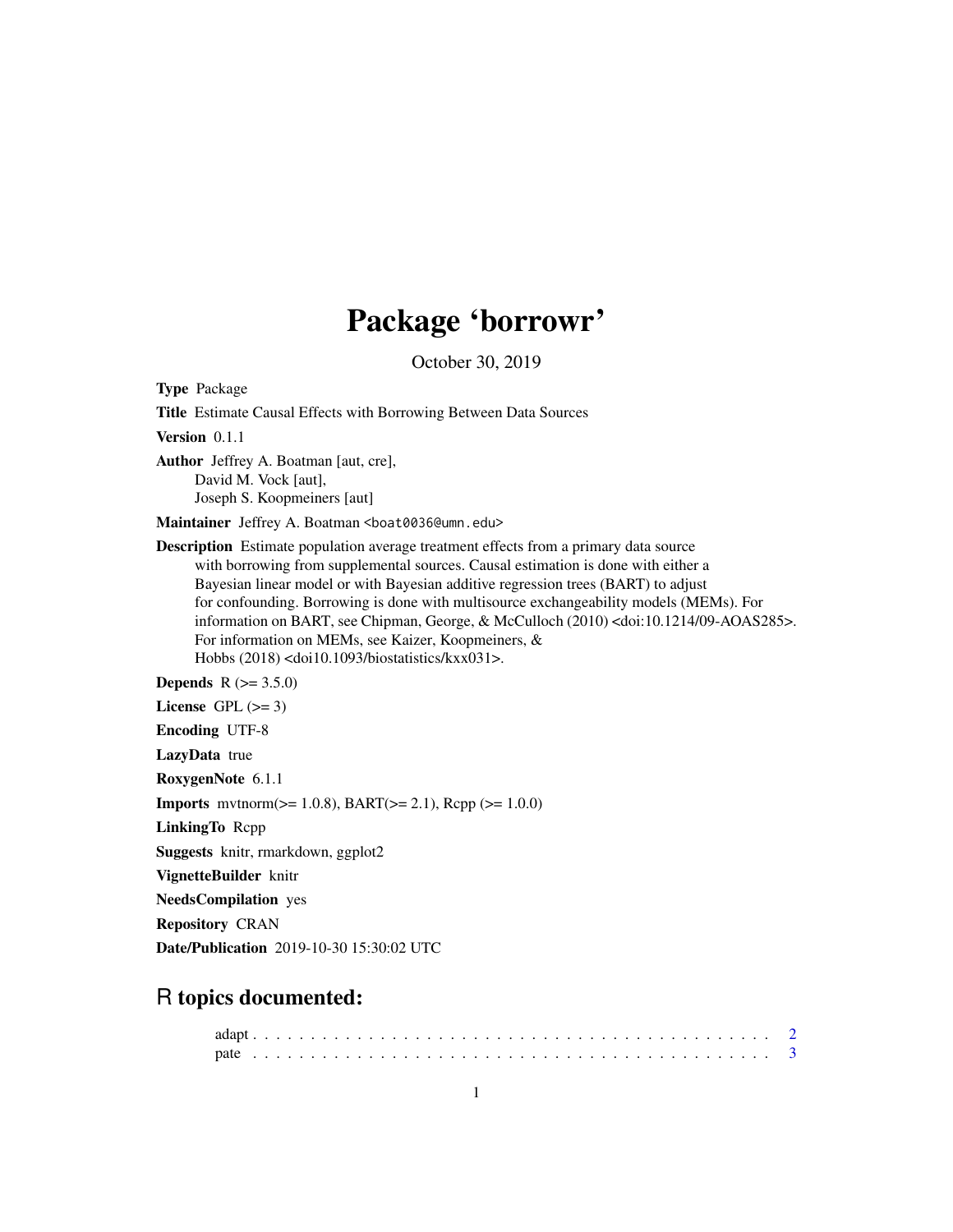# Package 'borrowr'

October 30, 2019

**Type** Package

**Title** Estimate Causal Effects with Borrowing Between Data Sources

**Version** 0.1.1

**Author** Jeffrey A. Boatman [aut, cre],
David M. Vock [aut],
Joseph S. Koopmeiners [aut]

**Maintainer** Jeffrey A. Boatman <boat0036@umn.edu>

**Description** Estimate population average treatment effects from a primary data source with borrowing from supplemental sources. Causal estimation is done with either a Bayesian linear model or with Bayesian additive regression trees (BART) to adjust for confounding. Borrowing is done with multisource exchangeability models (MEMs). For information on BART, see Chipman, George, & McCulloch (2010) <doi:10.1214/09-AOAS285>. For information on MEMs, see Kaizer, Koopmeiners, & Hobbs (2018) <doi10.1093/biostatistics/kxx031>.

**Depends** R (>= 3.5.0)

**License** GPL (>= 3)

**Encoding** UTF-8

**LazyData** true

**RoxygenNote** 6.1.1

**Imports** mvtnorm(>= 1.0.8), BART(>= 2.1), Rcpp (>= 1.0.0)

**LinkingTo** Rcpp

**Suggests** knitr, rmarkdown, ggplot2

**VignetteBuilder** knitr

**NeedsCompilation** yes

**Repository** CRAN

**Date/Publication** 2019-10-30 15:30:02 UTC

## R topics documented:

adapt . . . . . . . . . . . . . . . . . . . . . . . . . . . . . . . . . . . . . . . . . . 2
pate . . . . . . . . . . . . . . . . . . . . . . . . . . . . . . . . . . . . . . . . . . 3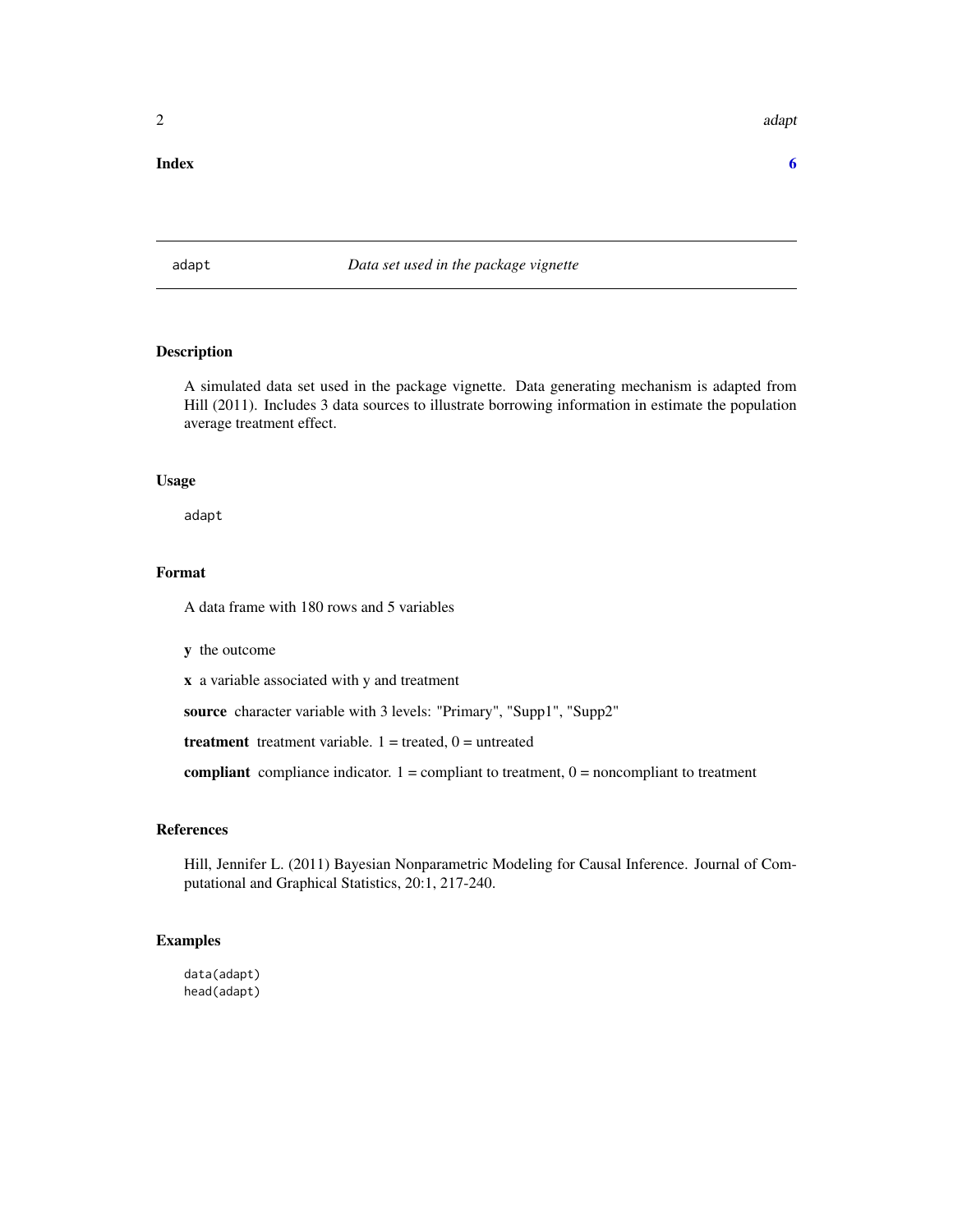**Index** 6

---

## adapt — *Data set used in the package vignette*

### Description

A simulated data set used in the package vignette. Data generating mechanism is adapted from Hill (2011). Includes 3 data sources to illustrate borrowing information in estimate the population average treatment effect.

### Usage

```
adapt
```

### Format

A data frame with 180 rows and 5 variables

- **y** the outcome
- **x** a variable associated with y and treatment
- **source** character variable with 3 levels: "Primary", "Supp1", "Supp2"
- **treatment** treatment variable. 1 = treated, 0 = untreated
- **compliant** compliance indicator. 1 = compliant to treatment, 0 = noncompliant to treatment

### References

Hill, Jennifer L. (2011) Bayesian Nonparametric Modeling for Causal Inference. Journal of Computational and Graphical Statistics, 20:1, 217-240.

### Examples

```
data(adapt)
head(adapt)
```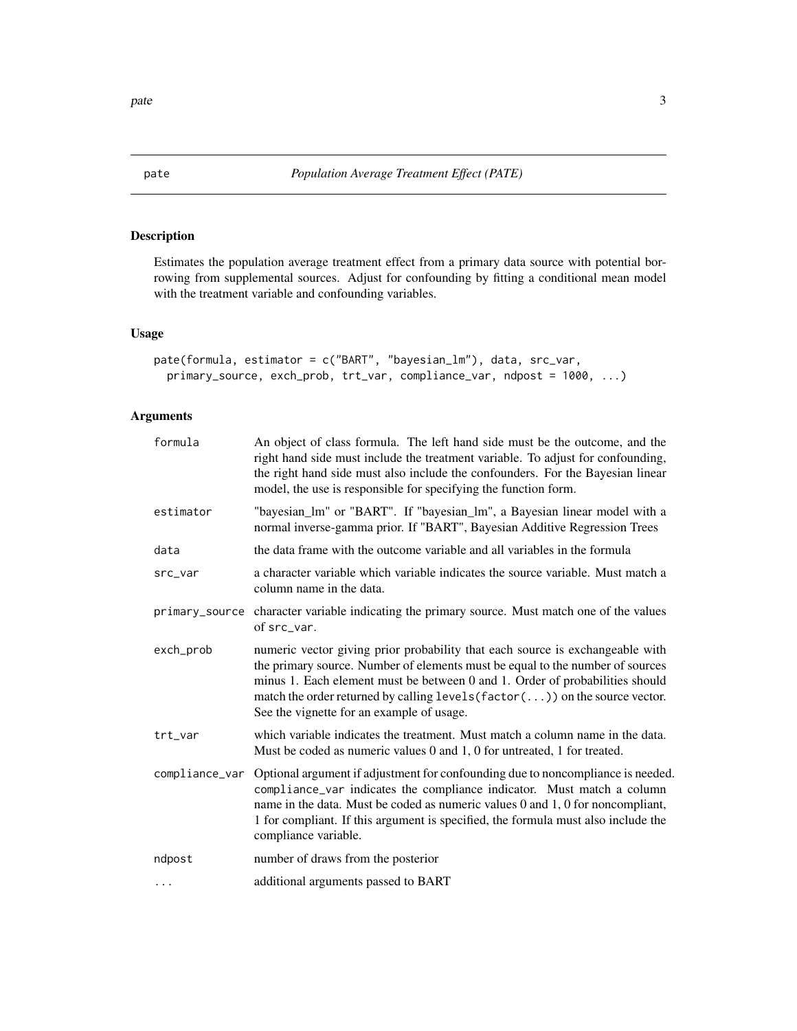## pate — *Population Average Treatment Effect (PATE)*

### Description

Estimates the population average treatment effect from a primary data source with potential borrowing from supplemental sources. Adjust for confounding by fitting a conditional mean model with the treatment variable and confounding variables.

### Usage

```
pate(formula, estimator = c("BART", "bayesian_lm"), data, src_var,
  primary_source, exch_prob, trt_var, compliance_var, ndpost = 1000, ...)
```

### Arguments

| Argument | Description |
| --- | --- |
| `formula` | An object of class formula. The left hand side must be the outcome, and the right hand side must include the treatment variable. To adjust for confounding, the right hand side must also include the confounders. For the Bayesian linear model, the use is responsible for specifying the function form. |
| `estimator` | "bayesian_lm" or "BART". If "bayesian_lm", a Bayesian linear model with a normal inverse-gamma prior. If "BART", Bayesian Additive Regression Trees |
| `data` | the data frame with the outcome variable and all variables in the formula |
| `src_var` | a character variable which variable indicates the source variable. Must match a column name in the data. |
| `primary_source` | character variable indicating the primary source. Must match one of the values of `src_var`. |
| `exch_prob` | numeric vector giving prior probability that each source is exchangeable with the primary source. Number of elements must be equal to the number of sources minus 1. Each element must be between 0 and 1. Order of probabilities should match the order returned by calling `levels(factor(...))` on the source vector. See the vignette for an example of usage. |
| `trt_var` | which variable indicates the treatment. Must match a column name in the data. Must be coded as numeric values 0 and 1, 0 for untreated, 1 for treated. |
| `compliance_var` | Optional argument if adjustment for confounding due to noncompliance is needed. `compliance_var` indicates the compliance indicator. Must match a column name in the data. Must be coded as numeric values 0 and 1, 0 for noncompliant, 1 for compliant. If this argument is specified, the formula must also include the compliance variable. |
| `ndpost` | number of draws from the posterior |
| `...` | additional arguments passed to BART |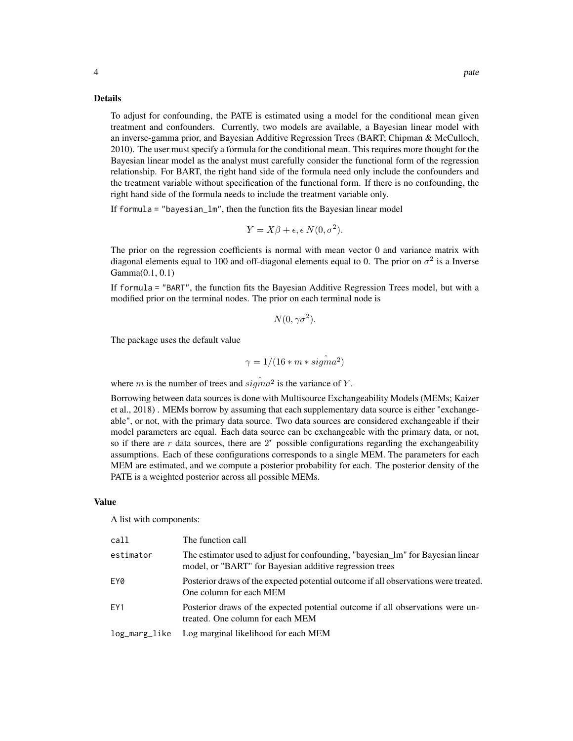### Details

To adjust for confounding, the PATE is estimated using a model for the conditional mean given treatment and confounders. Currently, two models are available, a Bayesian linear model with an inverse-gamma prior, and Bayesian Additive Regression Trees (BART; Chipman & McCulloch, 2010). The user must specify a formula for the conditional mean. This requires more thought for the Bayesian linear model as the analyst must carefully consider the functional form of the regression relationship. For BART, the right hand side of the formula need only include the confounders and the treatment variable without specification of the functional form. If there is no confounding, the right hand side of the formula needs to include the treatment variable only.

If `formula = "bayesian_lm"`, then the function fits the Bayesian linear model

$$Y = X\beta + \epsilon, \epsilon \; N(0, \sigma^2).$$

The prior on the regression coefficients is normal with mean vector 0 and variance matrix with diagonal elements equal to 100 and off-diagonal elements equal to 0. The prior on $\sigma^2$ is a Inverse Gamma(0.1, 0.1)

If `formula = "BART"`, the function fits the Bayesian Additive Regression Trees model, but with a modified prior on the terminal nodes. The prior on each terminal node is

$$N(0, \gamma\sigma^2).$$

The package uses the default value

$$\gamma = 1/(16 * m * \hat{sigma^2})$$

where $m$ is the number of trees and $\hat{sigma^2}$ is the variance of $Y$.

Borrowing between data sources is done with Multisource Exchangeability Models (MEMs; Kaizer et al., 2018) . MEMs borrow by assuming that each supplementary data source is either "exchangeable", or not, with the primary data source. Two data sources are considered exchangeable if their model parameters are equal. Each data source can be exchangeable with the primary data, or not, so if there are $r$ data sources, there are $2^r$ possible configurations regarding the exchangeability assumptions. Each of these configurations corresponds to a single MEM. The parameters for each MEM are estimated, and we compute a posterior probability for each. The posterior density of the PATE is a weighted posterior across all possible MEMs.

### Value

A list with components:

| | |
|---|---|
| `call` | The function call |
| `estimator` | The estimator used to adjust for confounding, "bayesian_lm" for Bayesian linear model, or "BART" for Bayesian additive regression trees |
| `EY0` | Posterior draws of the expected potential outcome if all observations were treated. One column for each MEM |
| `EY1` | Posterior draws of the expected potential outcome if all observations were untreated. One column for each MEM |
| `log_marg_like` | Log marginal likelihood for each MEM |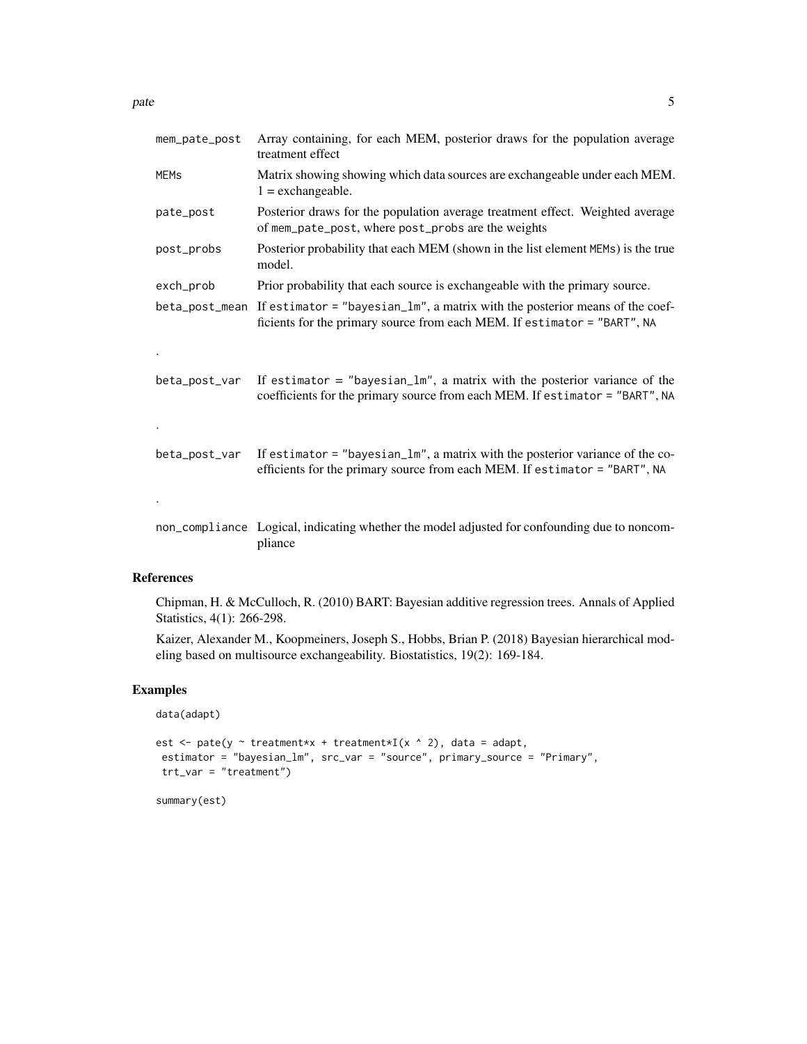| | |
|---|---|
| mem_pate_post | Array containing, for each MEM, posterior draws for the population average treatment effect |
| MEMs | Matrix showing showing which data sources are exchangeable under each MEM. 1 = exchangeable. |
| pate_post | Posterior draws for the population average treatment effect. Weighted average of mem_pate_post, where post_probs are the weights |
| post_probs | Posterior probability that each MEM (shown in the list element MEMs) is the true model. |
| exch_prob | Prior probability that each source is exchangeable with the primary source. |
| beta_post_mean | If estimator = "bayesian_lm", a matrix with the posterior means of the coefficients for the primary source from each MEM. If estimator = "BART", NA |

.

| | |
|---|---|
| beta_post_var | If estimator = "bayesian_lm", a matrix with the posterior variance of the coefficients for the primary source from each MEM. If estimator = "BART", NA |

.

| | |
|---|---|
| beta_post_var | If estimator = "bayesian_lm", a matrix with the posterior variance of the coefficients for the primary source from each MEM. If estimator = "BART", NA |

.

| | |
|---|---|
| non_compliance | Logical, indicating whether the model adjusted for confounding due to noncompliance |

## References

Chipman, H. & McCulloch, R. (2010) BART: Bayesian additive regression trees. Annals of Applied Statistics, 4(1): 266-298.

Kaizer, Alexander M., Koopmeiners, Joseph S., Hobbs, Brian P. (2018) Bayesian hierarchical modeling based on multisource exchangeability. Biostatistics, 19(2): 169-184.

## Examples

```
data(adapt)

est <- pate(y ~ treatment*x + treatment*I(x ^ 2), data = adapt,
 estimator = "bayesian_lm", src_var = "source", primary_source = "Primary",
 trt_var = "treatment")

summary(est)
```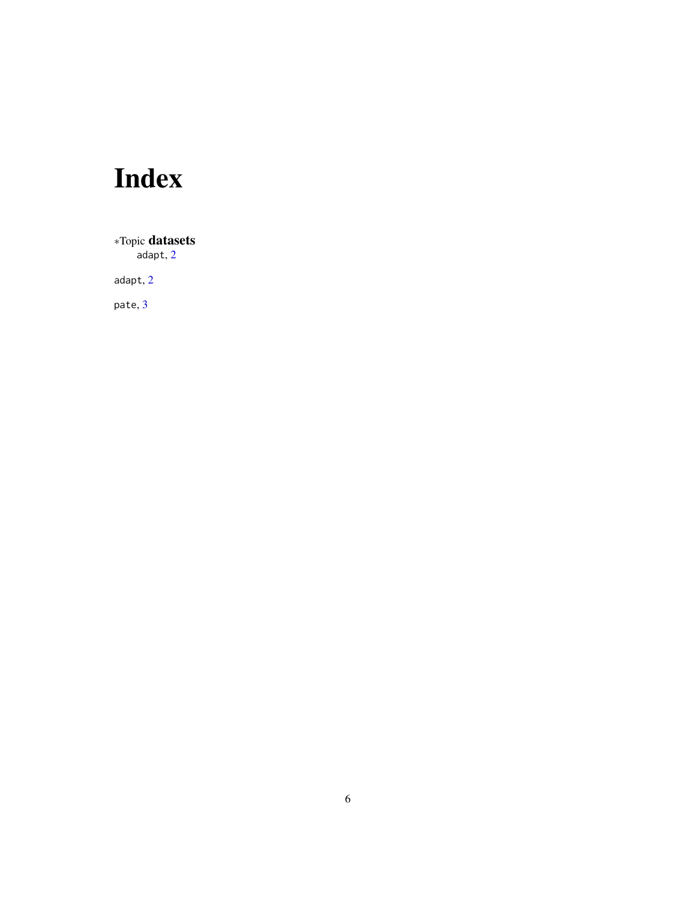# Index

*Topic **datasets**
  adapt, 2

adapt, 2

pate, 3